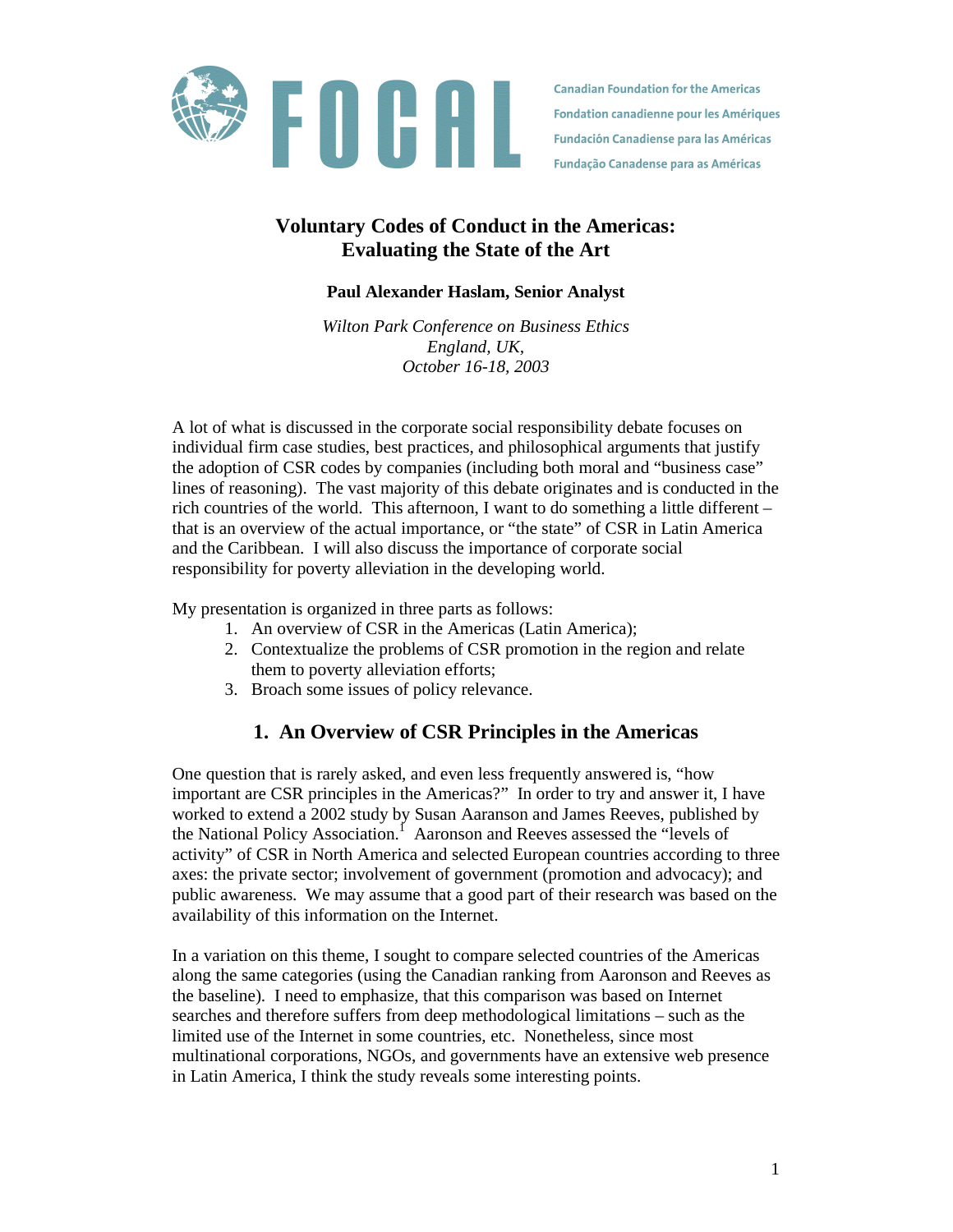FOCAL

Canadian Foundation for the Americas
Fondation canadienne pour les Amériques
Fundación Canadiense para las Américas
Fundação Canadense para as Américas

# Voluntary Codes of Conduct in the Americas: Evaluating the State of the Art

**Paul Alexander Haslam, Senior Analyst**

*Wilton Park Conference on Business Ethics*
*England, UK,*
*October 16-18, 2003*

A lot of what is discussed in the corporate social responsibility debate focuses on individual firm case studies, best practices, and philosophical arguments that justify the adoption of CSR codes by companies (including both moral and "business case" lines of reasoning). The vast majority of this debate originates and is conducted in the rich countries of the world. This afternoon, I want to do something a little different – that is an overview of the actual importance, or "the state" of CSR in Latin America and the Caribbean. I will also discuss the importance of corporate social responsibility for poverty alleviation in the developing world.

My presentation is organized in three parts as follows:

1. An overview of CSR in the Americas (Latin America);
2. Contextualize the problems of CSR promotion in the region and relate them to poverty alleviation efforts;
3. Broach some issues of policy relevance.

## 1. An Overview of CSR Principles in the Americas

One question that is rarely asked, and even less frequently answered is, "how important are CSR principles in the Americas?" In order to try and answer it, I have worked to extend a 2002 study by Susan Aaranson and James Reeves, published by the National Policy Association.[1] Aaronson and Reeves assessed the "levels of activity" of CSR in North America and selected European countries according to three axes: the private sector; involvement of government (promotion and advocacy); and public awareness. We may assume that a good part of their research was based on the availability of this information on the Internet.

In a variation on this theme, I sought to compare selected countries of the Americas along the same categories (using the Canadian ranking from Aaronson and Reeves as the baseline). I need to emphasize, that this comparison was based on Internet searches and therefore suffers from deep methodological limitations – such as the limited use of the Internet in some countries, etc. Nonetheless, since most multinational corporations, NGOs, and governments have an extensive web presence in Latin America, I think the study reveals some interesting points.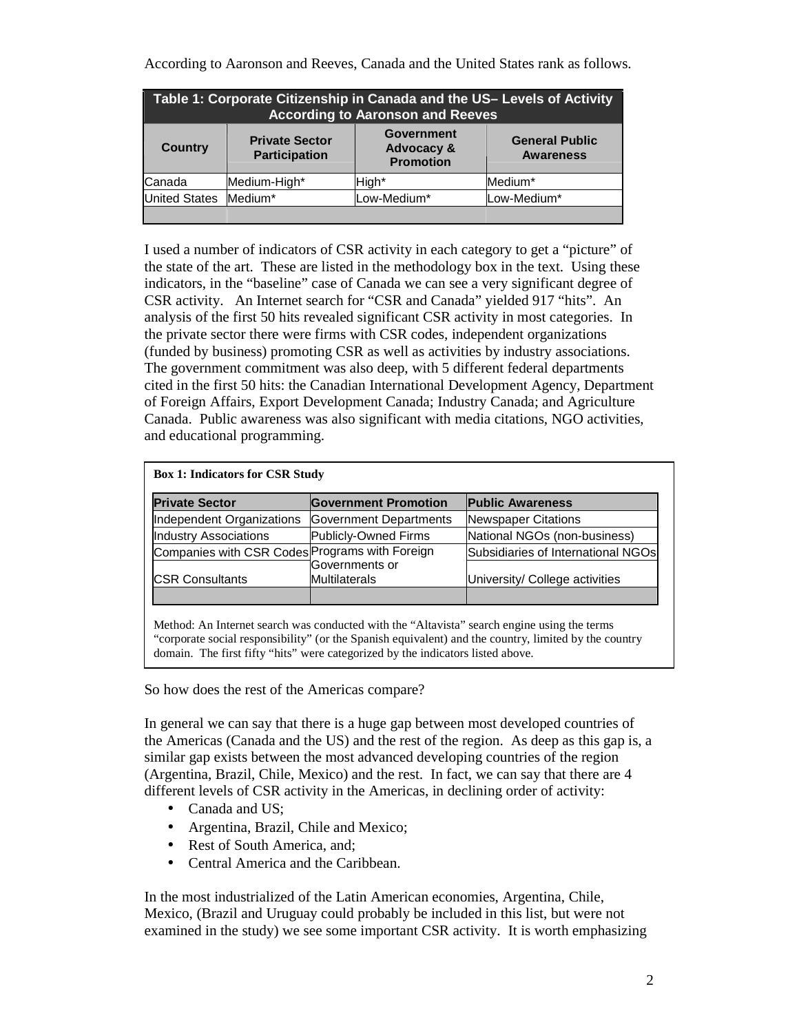According to Aaronson and Reeves, Canada and the United States rank as follows.

**Table 1: Corporate Citizenship in Canada and the US– Levels of Activity According to Aaronson and Reeves**

| Country | Private Sector Participation | Government Advocacy & Promotion | General Public Awareness |
|---|---|---|---|
| Canada | Medium-High* | High* | Medium* |
| United States | Medium* | Low-Medium* | Low-Medium* |

I used a number of indicators of CSR activity in each category to get a "picture" of the state of the art. These are listed in the methodology box in the text. Using these indicators, in the "baseline" case of Canada we can see a very significant degree of CSR activity. An Internet search for "CSR and Canada" yielded 917 "hits". An analysis of the first 50 hits revealed significant CSR activity in most categories. In the private sector there were firms with CSR codes, independent organizations (funded by business) promoting CSR as well as activities by industry associations. The government commitment was also deep, with 5 different federal departments cited in the first 50 hits: the Canadian International Development Agency, Department of Foreign Affairs, Export Development Canada; Industry Canada; and Agriculture Canada. Public awareness was also significant with media citations, NGO activities, and educational programming.

**Box 1: Indicators for CSR Study**

| Private Sector | Government Promotion | Public Awareness |
|---|---|---|
| Independent Organizations | Government Departments | Newspaper Citations |
| Industry Associations | Publicly-Owned Firms | National NGOs (non-business) |
| Companies with CSR Codes | Programs with Foreign Governments or Multilaterals | Subsidiaries of International NGOs |
| CSR Consultants | | University/ College activities |

Method: An Internet search was conducted with the "Altavista" search engine using the terms "corporate social responsibility" (or the Spanish equivalent) and the country, limited by the country domain. The first fifty "hits" were categorized by the indicators listed above.

So how does the rest of the Americas compare?

In general we can say that there is a huge gap between most developed countries of the Americas (Canada and the US) and the rest of the region. As deep as this gap is, a similar gap exists between the most advanced developing countries of the region (Argentina, Brazil, Chile, Mexico) and the rest. In fact, we can say that there are 4 different levels of CSR activity in the Americas, in declining order of activity:

- Canada and US;
- Argentina, Brazil, Chile and Mexico;
- Rest of South America, and;
- Central America and the Caribbean.

In the most industrialized of the Latin American economies, Argentina, Chile, Mexico, (Brazil and Uruguay could probably be included in this list, but were not examined in the study) we see some important CSR activity. It is worth emphasizing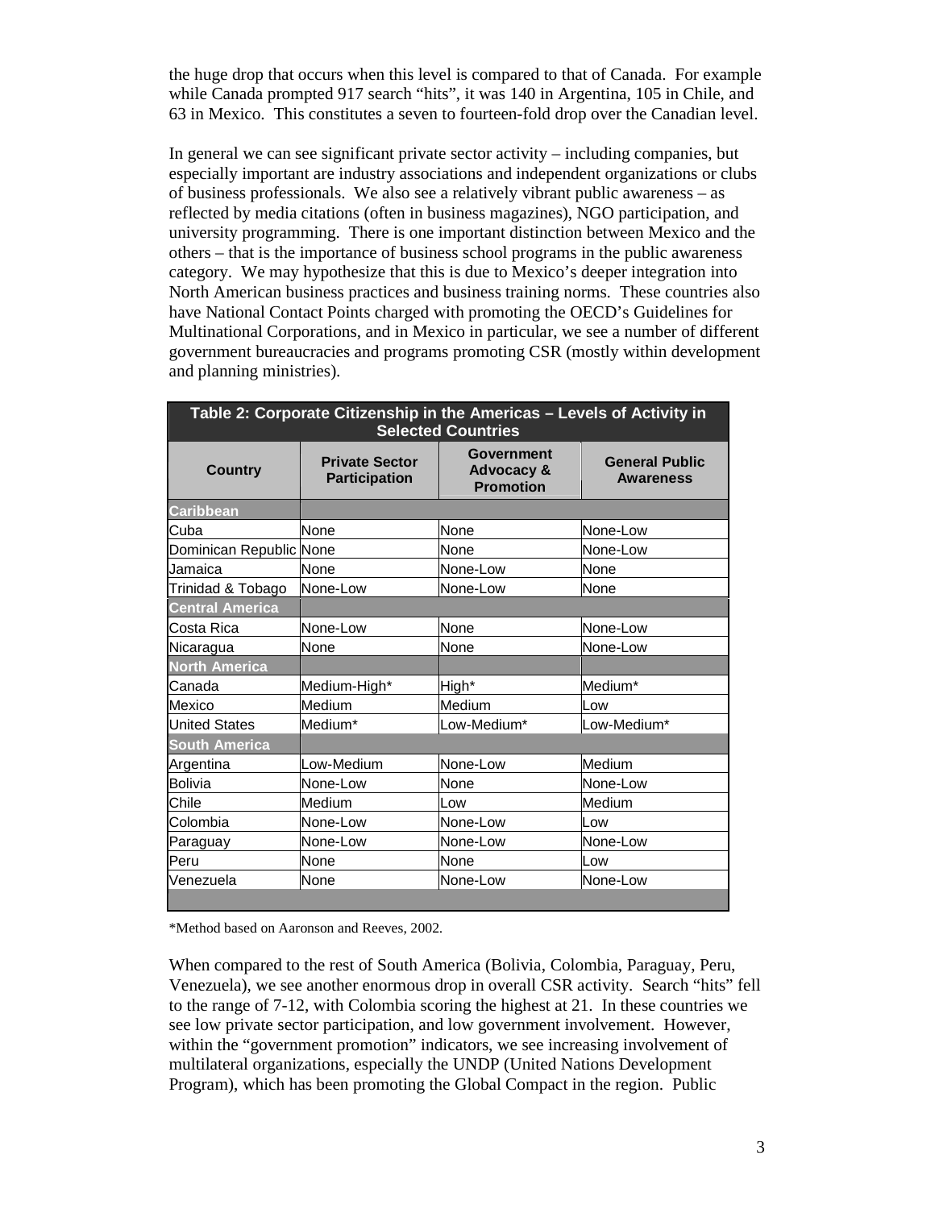the huge drop that occurs when this level is compared to that of Canada. For example while Canada prompted 917 search "hits", it was 140 in Argentina, 105 in Chile, and 63 in Mexico. This constitutes a seven to fourteen-fold drop over the Canadian level.

In general we can see significant private sector activity – including companies, but especially important are industry associations and independent organizations or clubs of business professionals. We also see a relatively vibrant public awareness – as reflected by media citations (often in business magazines), NGO participation, and university programming. There is one important distinction between Mexico and the others – that is the importance of business school programs in the public awareness category. We may hypothesize that this is due to Mexico's deeper integration into North American business practices and business training norms. These countries also have National Contact Points charged with promoting the OECD's Guidelines for Multinational Corporations, and in Mexico in particular, we see a number of different government bureaucracies and programs promoting CSR (mostly within development and planning ministries).

**Table 2: Corporate Citizenship in the Americas – Levels of Activity in Selected Countries**

| Country | Private Sector Participation | Government Advocacy & Promotion | General Public Awareness |
|---|---|---|---|
| **Caribbean** | | | |
| Cuba | None | None | None-Low |
| Dominican Republic | None | None | None-Low |
| Jamaica | None | None-Low | None |
| Trinidad & Tobago | None-Low | None-Low | None |
| **Central America** | | | |
| Costa Rica | None-Low | None | None-Low |
| Nicaragua | None | None | None-Low |
| **North America** | | | |
| Canada | Medium-High* | High* | Medium* |
| Mexico | Medium | Medium | Low |
| United States | Medium* | Low-Medium* | Low-Medium* |
| **South America** | | | |
| Argentina | Low-Medium | None-Low | Medium |
| Bolivia | None-Low | None | None-Low |
| Chile | Medium | Low | Medium |
| Colombia | None-Low | None-Low | Low |
| Paraguay | None-Low | None-Low | None-Low |
| Peru | None | None | Low |
| Venezuela | None | None-Low | None-Low |

*Method based on Aaronson and Reeves, 2002.

When compared to the rest of South America (Bolivia, Colombia, Paraguay, Peru, Venezuela), we see another enormous drop in overall CSR activity. Search "hits" fell to the range of 7-12, with Colombia scoring the highest at 21. In these countries we see low private sector participation, and low government involvement. However, within the "government promotion" indicators, we see increasing involvement of multilateral organizations, especially the UNDP (United Nations Development Program), which has been promoting the Global Compact in the region. Public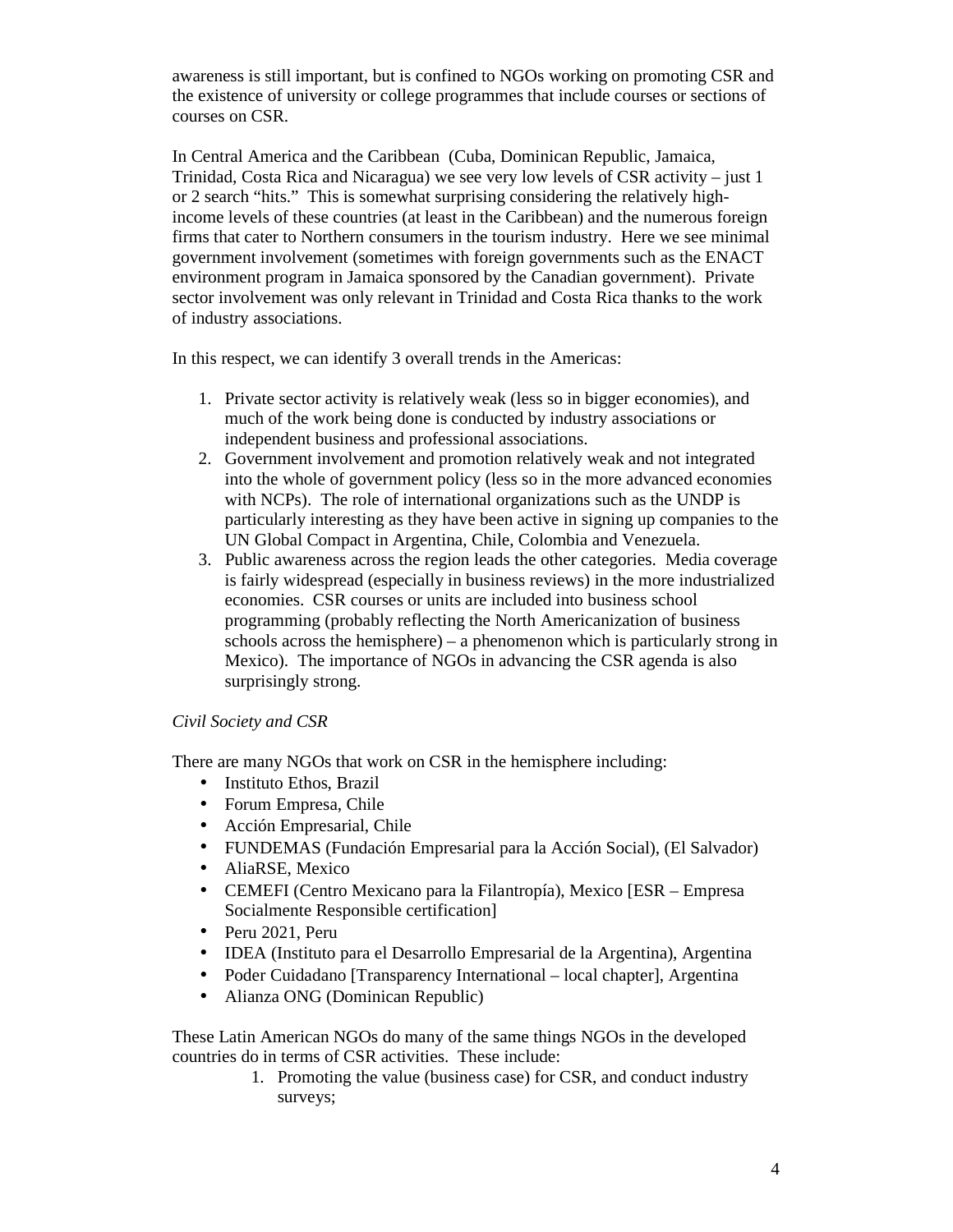awareness is still important, but is confined to NGOs working on promoting CSR and the existence of university or college programmes that include courses or sections of courses on CSR.

In Central America and the Caribbean (Cuba, Dominican Republic, Jamaica, Trinidad, Costa Rica and Nicaragua) we see very low levels of CSR activity – just 1 or 2 search "hits." This is somewhat surprising considering the relatively high-income levels of these countries (at least in the Caribbean) and the numerous foreign firms that cater to Northern consumers in the tourism industry. Here we see minimal government involvement (sometimes with foreign governments such as the ENACT environment program in Jamaica sponsored by the Canadian government). Private sector involvement was only relevant in Trinidad and Costa Rica thanks to the work of industry associations.

In this respect, we can identify 3 overall trends in the Americas:

1. Private sector activity is relatively weak (less so in bigger economies), and much of the work being done is conducted by industry associations or independent business and professional associations.
2. Government involvement and promotion relatively weak and not integrated into the whole of government policy (less so in the more advanced economies with NCPs). The role of international organizations such as the UNDP is particularly interesting as they have been active in signing up companies to the UN Global Compact in Argentina, Chile, Colombia and Venezuela.
3. Public awareness across the region leads the other categories. Media coverage is fairly widespread (especially in business reviews) in the more industrialized economies. CSR courses or units are included into business school programming (probably reflecting the North Americanization of business schools across the hemisphere) – a phenomenon which is particularly strong in Mexico). The importance of NGOs in advancing the CSR agenda is also surprisingly strong.

*Civil Society and CSR*

There are many NGOs that work on CSR in the hemisphere including:

- Instituto Ethos, Brazil
- Forum Empresa, Chile
- Acción Empresarial, Chile
- FUNDEMAS (Fundación Empresarial para la Acción Social), (El Salvador)
- AliaRSE, Mexico
- CEMEFI (Centro Mexicano para la Filantropía), Mexico [ESR – Empresa Socialmente Responsible certification]
- Peru 2021, Peru
- IDEA (Instituto para el Desarrollo Empresarial de la Argentina), Argentina
- Poder Cuidadano [Transparency International – local chapter], Argentina
- Alianza ONG (Dominican Republic)

These Latin American NGOs do many of the same things NGOs in the developed countries do in terms of CSR activities. These include:

1. Promoting the value (business case) for CSR, and conduct industry surveys;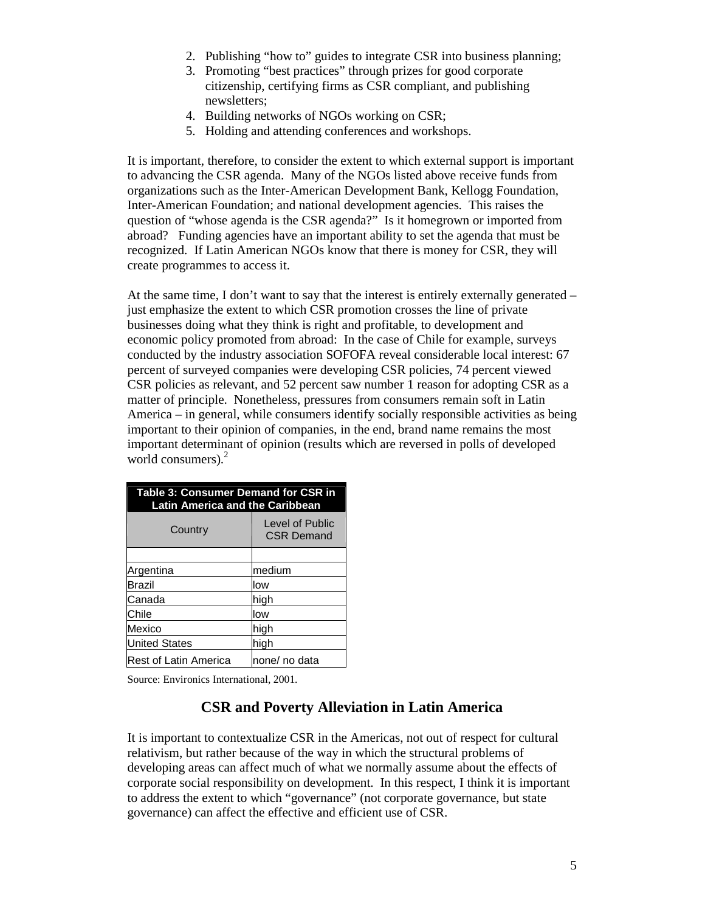2. Publishing "how to" guides to integrate CSR into business planning;
3. Promoting "best practices" through prizes for good corporate citizenship, certifying firms as CSR compliant, and publishing newsletters;
4. Building networks of NGOs working on CSR;
5. Holding and attending conferences and workshops.

It is important, therefore, to consider the extent to which external support is important to advancing the CSR agenda. Many of the NGOs listed above receive funds from organizations such as the Inter-American Development Bank, Kellogg Foundation, Inter-American Foundation; and national development agencies. This raises the question of "whose agenda is the CSR agenda?" Is it homegrown or imported from abroad? Funding agencies have an important ability to set the agenda that must be recognized. If Latin American NGOs know that there is money for CSR, they will create programmes to access it.

At the same time, I don't want to say that the interest is entirely externally generated – just emphasize the extent to which CSR promotion crosses the line of private businesses doing what they think is right and profitable, to development and economic policy promoted from abroad: In the case of Chile for example, surveys conducted by the industry association SOFOFA reveal considerable local interest: 67 percent of surveyed companies were developing CSR policies, 74 percent viewed CSR policies as relevant, and 52 percent saw number 1 reason for adopting CSR as a matter of principle. Nonetheless, pressures from consumers remain soft in Latin America – in general, while consumers identify socially responsible activities as being important to their opinion of companies, in the end, brand name remains the most important determinant of opinion (results which are reversed in polls of developed world consumers).[2]

**Table 3: Consumer Demand for CSR in Latin America and the Caribbean**

| Country | Level of Public CSR Demand |
|---|---|
| | |
| Argentina | medium |
| Brazil | low |
| Canada | high |
| Chile | low |
| Mexico | high |
| United States | high |
| Rest of Latin America | none/ no data |

Source: Environics International, 2001.

## CSR and Poverty Alleviation in Latin America

It is important to contextualize CSR in the Americas, not out of respect for cultural relativism, but rather because of the way in which the structural problems of developing areas can affect much of what we normally assume about the effects of corporate social responsibility on development. In this respect, I think it is important to address the extent to which "governance" (not corporate governance, but state governance) can affect the effective and efficient use of CSR.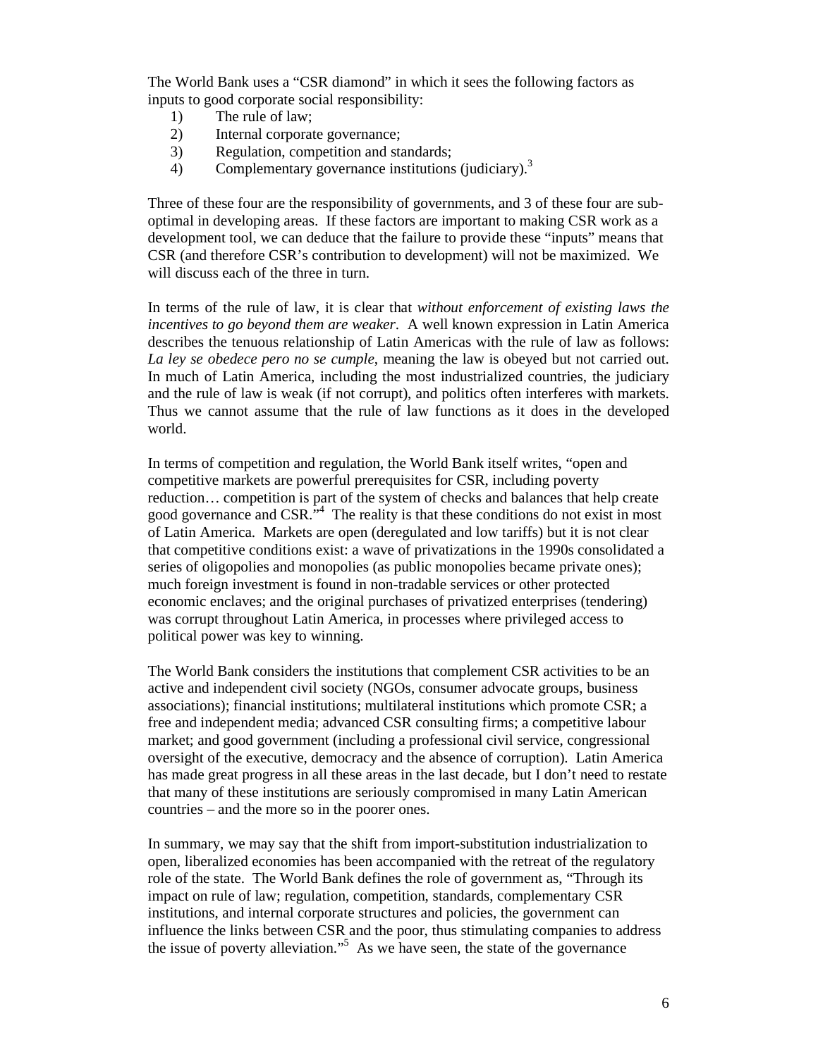The World Bank uses a "CSR diamond" in which it sees the following factors as inputs to good corporate social responsibility:

1) The rule of law;
2) Internal corporate governance;
3) Regulation, competition and standards;
4) Complementary governance institutions (judiciary).[3]

Three of these four are the responsibility of governments, and 3 of these four are sub-optimal in developing areas. If these factors are important to making CSR work as a development tool, we can deduce that the failure to provide these "inputs" means that CSR (and therefore CSR's contribution to development) will not be maximized. We will discuss each of the three in turn.

In terms of the rule of law, it is clear that *without enforcement of existing laws the incentives to go beyond them are weaker*. A well known expression in Latin America describes the tenuous relationship of Latin Americas with the rule of law as follows: *La ley se obedece pero no se cumple*, meaning the law is obeyed but not carried out. In much of Latin America, including the most industrialized countries, the judiciary and the rule of law is weak (if not corrupt), and politics often interferes with markets. Thus we cannot assume that the rule of law functions as it does in the developed world.

In terms of competition and regulation, the World Bank itself writes, "open and competitive markets are powerful prerequisites for CSR, including poverty reduction… competition is part of the system of checks and balances that help create good governance and CSR."[4] The reality is that these conditions do not exist in most of Latin America. Markets are open (deregulated and low tariffs) but it is not clear that competitive conditions exist: a wave of privatizations in the 1990s consolidated a series of oligopolies and monopolies (as public monopolies became private ones); much foreign investment is found in non-tradable services or other protected economic enclaves; and the original purchases of privatized enterprises (tendering) was corrupt throughout Latin America, in processes where privileged access to political power was key to winning.

The World Bank considers the institutions that complement CSR activities to be an active and independent civil society (NGOs, consumer advocate groups, business associations); financial institutions; multilateral institutions which promote CSR; a free and independent media; advanced CSR consulting firms; a competitive labour market; and good government (including a professional civil service, congressional oversight of the executive, democracy and the absence of corruption). Latin America has made great progress in all these areas in the last decade, but I don't need to restate that many of these institutions are seriously compromised in many Latin American countries – and the more so in the poorer ones.

In summary, we may say that the shift from import-substitution industrialization to open, liberalized economies has been accompanied with the retreat of the regulatory role of the state. The World Bank defines the role of government as, "Through its impact on rule of law; regulation, competition, standards, complementary CSR institutions, and internal corporate structures and policies, the government can influence the links between CSR and the poor, thus stimulating companies to address the issue of poverty alleviation."[5] As we have seen, the state of the governance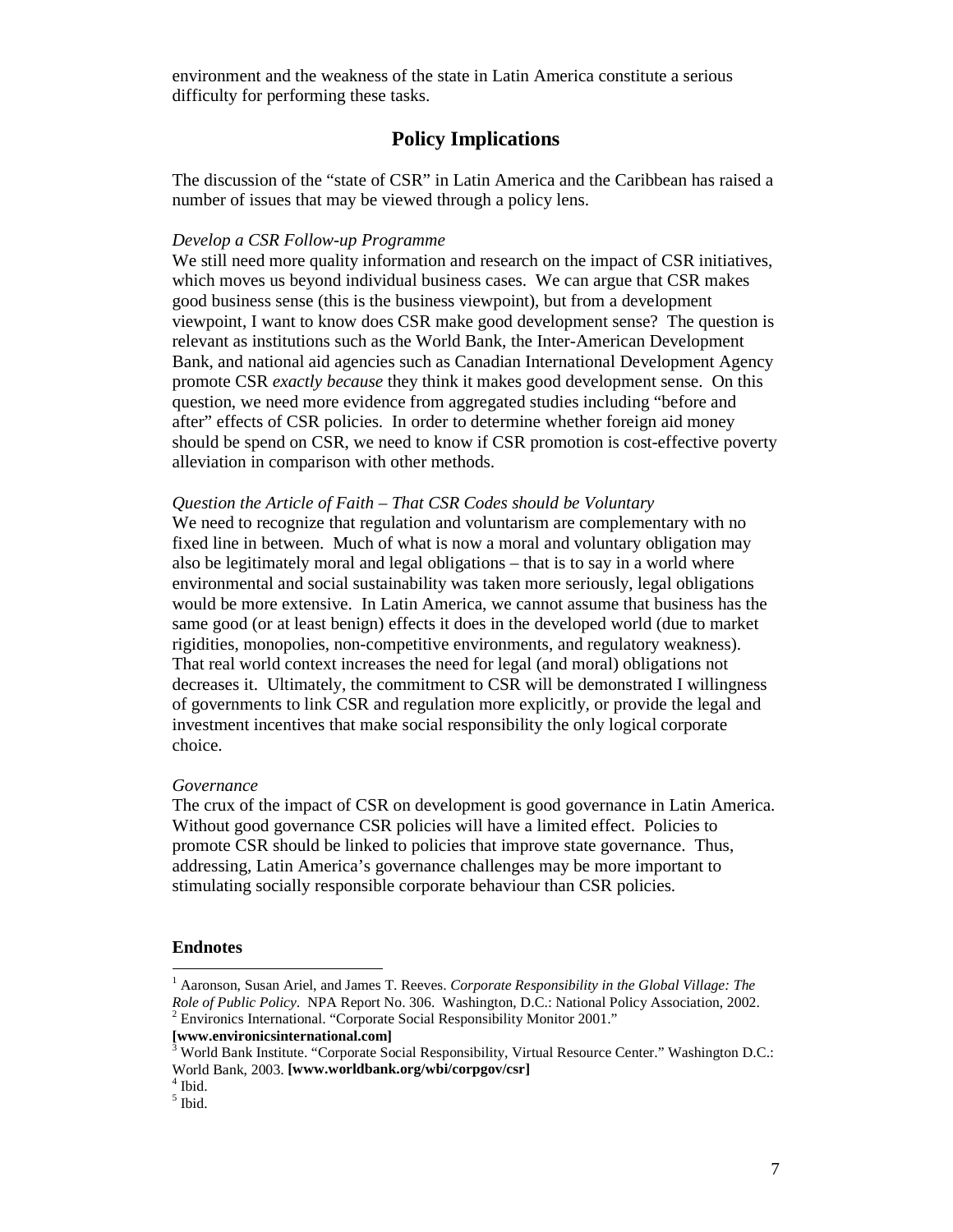environment and the weakness of the state in Latin America constitute a serious difficulty for performing these tasks.

## Policy Implications

The discussion of the "state of CSR" in Latin America and the Caribbean has raised a number of issues that may be viewed through a policy lens.

*Develop a CSR Follow-up Programme*

We still need more quality information and research on the impact of CSR initiatives, which moves us beyond individual business cases. We can argue that CSR makes good business sense (this is the business viewpoint), but from a development viewpoint, I want to know does CSR make good development sense? The question is relevant as institutions such as the World Bank, the Inter-American Development Bank, and national aid agencies such as Canadian International Development Agency promote CSR *exactly because* they think it makes good development sense. On this question, we need more evidence from aggregated studies including "before and after" effects of CSR policies. In order to determine whether foreign aid money should be spend on CSR, we need to know if CSR promotion is cost-effective poverty alleviation in comparison with other methods.

*Question the Article of Faith – That CSR Codes should be Voluntary*

We need to recognize that regulation and voluntarism are complementary with no fixed line in between. Much of what is now a moral and voluntary obligation may also be legitimately moral and legal obligations – that is to say in a world where environmental and social sustainability was taken more seriously, legal obligations would be more extensive. In Latin America, we cannot assume that business has the same good (or at least benign) effects it does in the developed world (due to market rigidities, monopolies, non-competitive environments, and regulatory weakness). That real world context increases the need for legal (and moral) obligations not decreases it. Ultimately, the commitment to CSR will be demonstrated I willingness of governments to link CSR and regulation more explicitly, or provide the legal and investment incentives that make social responsibility the only logical corporate choice.

*Governance*

The crux of the impact of CSR on development is good governance in Latin America. Without good governance CSR policies will have a limited effect. Policies to promote CSR should be linked to policies that improve state governance. Thus, addressing, Latin America's governance challenges may be more important to stimulating socially responsible corporate behaviour than CSR policies.

### Endnotes

[1] Aaronson, Susan Ariel, and James T. Reeves. *Corporate Responsibility in the Global Village: The Role of Public Policy*. NPA Report No. 306. Washington, D.C.: National Policy Association, 2002.

[2] Environics International. "Corporate Social Responsibility Monitor 2001." **[www.environicsinternational.com]**

[3] World Bank Institute. "Corporate Social Responsibility, Virtual Resource Center." Washington D.C.: World Bank, 2003. **[www.worldbank.org/wbi/corpgov/csr]**

[4] Ibid.

[5] Ibid.